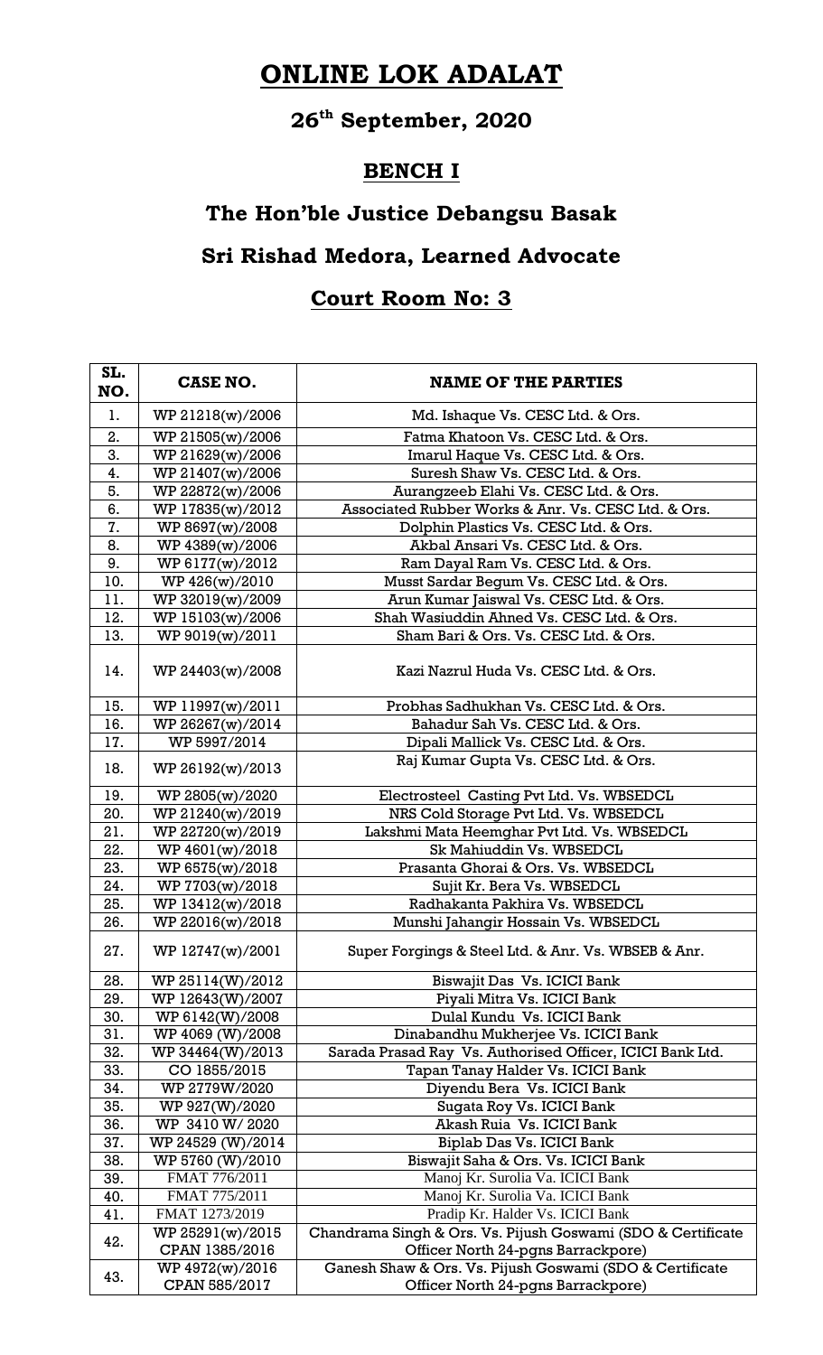# ONLINE LOK ADALAT

## 26th September, 2020

## BENCH I

## The Hon'ble Justice Debangsu Basak

## Sri Rishad Medora, Learned Advocate

## Court Room No: 3

| SL. NO. | CASE NO. | NAME OF THE PARTIES |
|---|---|---|
| 1. | WP 21218(w)/2006 | Md. Ishaque Vs. CESC Ltd. & Ors. |
| 2. | WP 21505(w)/2006 | Fatma Khatoon Vs. CESC Ltd. & Ors. |
| 3. | WP 21629(w)/2006 | Imarul Haque Vs. CESC Ltd. & Ors. |
| 4. | WP 21407(w)/2006 | Suresh Shaw Vs. CESC Ltd. & Ors. |
| 5. | WP 22872(w)/2006 | Aurangzeeb Elahi Vs. CESC Ltd. & Ors. |
| 6. | WP 17835(w)/2012 | Associated Rubber Works & Anr. Vs. CESC Ltd. & Ors. |
| 7. | WP 8697(w)/2008 | Dolphin Plastics Vs. CESC Ltd. & Ors. |
| 8. | WP 4389(w)/2006 | Akbal Ansari Vs. CESC Ltd. & Ors. |
| 9. | WP 6177(w)/2012 | Ram Dayal Ram Vs. CESC Ltd. & Ors. |
| 10. | WP 426(w)/2010 | Musst Sardar Begum Vs. CESC Ltd. & Ors. |
| 11. | WP 32019(w)/2009 | Arun Kumar Jaiswal Vs. CESC Ltd. & Ors. |
| 12. | WP 15103(w)/2006 | Shah Wasiuddin Ahned Vs. CESC Ltd. & Ors. |
| 13. | WP 9019(w)/2011 | Sham Bari & Ors. Vs. CESC Ltd. & Ors. |
| 14. | WP 24403(w)/2008 | Kazi Nazrul Huda Vs. CESC Ltd. & Ors. |
| 15. | WP 11997(w)/2011 | Probhas Sadhukhan Vs. CESC Ltd. & Ors. |
| 16. | WP 26267(w)/2014 | Bahadur Sah Vs. CESC Ltd. & Ors. |
| 17. | WP 5997/2014 | Dipali Mallick Vs. CESC Ltd. & Ors. |
| 18. | WP 26192(w)/2013 | Raj Kumar Gupta Vs. CESC Ltd. & Ors. |
| 19. | WP 2805(w)/2020 | Electrosteel Casting Pvt Ltd. Vs. WBSEDCL |
| 20. | WP 21240(w)/2019 | NRS Cold Storage Pvt Ltd. Vs. WBSEDCL |
| 21. | WP 22720(w)/2019 | Lakshmi Mata Heemghar Pvt Ltd. Vs. WBSEDCL |
| 22. | WP 4601(w)/2018 | Sk Mahiuddin Vs. WBSEDCL |
| 23. | WP 6575(w)/2018 | Prasanta Ghorai & Ors. Vs. WBSEDCL |
| 24. | WP 7703(w)/2018 | Sujit Kr. Bera Vs. WBSEDCL |
| 25. | WP 13412(w)/2018 | Radhakanta Pakhira Vs. WBSEDCL |
| 26. | WP 22016(w)/2018 | Munshi Jahangir Hossain Vs. WBSEDCL |
| 27. | WP 12747(w)/2001 | Super Forgings & Steel Ltd. & Anr. Vs. WBSEB & Anr. |
| 28. | WP 25114(W)/2012 | Biswajit Das Vs. ICICI Bank |
| 29. | WP 12643(W)/2007 | Piyali Mitra Vs. ICICI Bank |
| 30. | WP 6142(W)/2008 | Dulal Kundu Vs. ICICI Bank |
| 31. | WP 4069 (W)/2008 | Dinabandhu Mukherjee Vs. ICICI Bank |
| 32. | WP 34464(W)/2013 | Sarada Prasad Ray Vs. Authorised Officer, ICICI Bank Ltd. |
| 33. | CO 1855/2015 | Tapan Tanay Halder Vs. ICICI Bank |
| 34. | WP 2779W/2020 | Diyendu Bera Vs. ICICI Bank |
| 35. | WP 927(W)/2020 | Sugata Roy Vs. ICICI Bank |
| 36. | WP 3410 W/ 2020 | Akash Ruia Vs. ICICI Bank |
| 37. | WP 24529 (W)/2014 | Biplab Das Vs. ICICI Bank |
| 38. | WP 5760 (W)/2010 | Biswajit Saha & Ors. Vs. ICICI Bank |
| 39. | FMAT 776/2011 | Manoj Kr. Surolia Va. ICICI Bank |
| 40. | FMAT 775/2011 | Manoj Kr. Surolia Va. ICICI Bank |
| 41. | FMAT 1273/2019 | Pradip Kr. Halder Vs. ICICI Bank |
| 42. | WP 25291(w)/2015<br>CPAN 1385/2016 | Chandrama Singh & Ors. Vs. Pijush Goswami (SDO & Certificate Officer North 24-pgns Barrackpore) |
| 43. | WP 4972(w)/2016<br>CPAN 585/2017 | Ganesh Shaw & Ors. Vs. Pijush Goswami (SDO & Certificate Officer North 24-pgns Barrackpore) |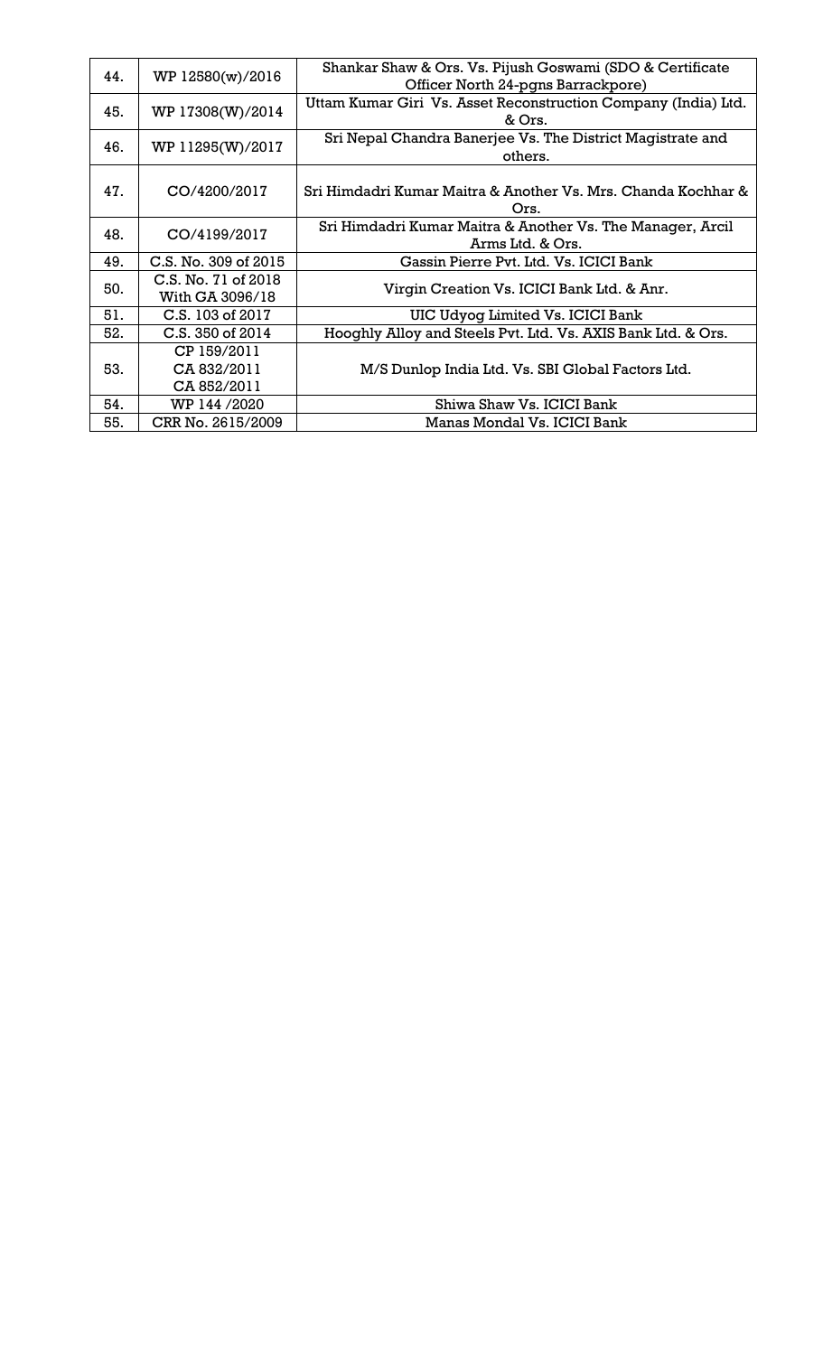| | | |
|---|---|---|
| 44. | WP 12580(w)/2016 | Shankar Shaw & Ors. Vs. Pijush Goswami (SDO & Certificate Officer North 24-pgns Barrackpore) |
| 45. | WP 17308(W)/2014 | Uttam Kumar Giri Vs. Asset Reconstruction Company (India) Ltd. & Ors. |
| 46. | WP 11295(W)/2017 | Sri Nepal Chandra Banerjee Vs. The District Magistrate and others. |
| 47. | CO/4200/2017 | Sri Himdadri Kumar Maitra & Another Vs. Mrs. Chanda Kochhar & Ors. |
| 48. | CO/4199/2017 | Sri Himdadri Kumar Maitra & Another Vs. The Manager, Arcil Arms Ltd. & Ors. |
| 49. | C.S. No. 309 of 2015 | Gassin Pierre Pvt. Ltd. Vs. ICICI Bank |
| 50. | C.S. No. 71 of 2018 With GA 3096/18 | Virgin Creation Vs. ICICI Bank Ltd. & Anr. |
| 51. | C.S. 103 of 2017 | UIC Udyog Limited Vs. ICICI Bank |
| 52. | C.S. 350 of 2014 | Hooghly Alloy and Steels Pvt. Ltd. Vs. AXIS Bank Ltd. & Ors. |
| 53. | CP 159/2011 CA 832/2011 CA 852/2011 | M/S Dunlop India Ltd. Vs. SBI Global Factors Ltd. |
| 54. | WP 144 /2020 | Shiwa Shaw Vs. ICICI Bank |
| 55. | CRR No. 2615/2009 | Manas Mondal Vs. ICICI Bank |